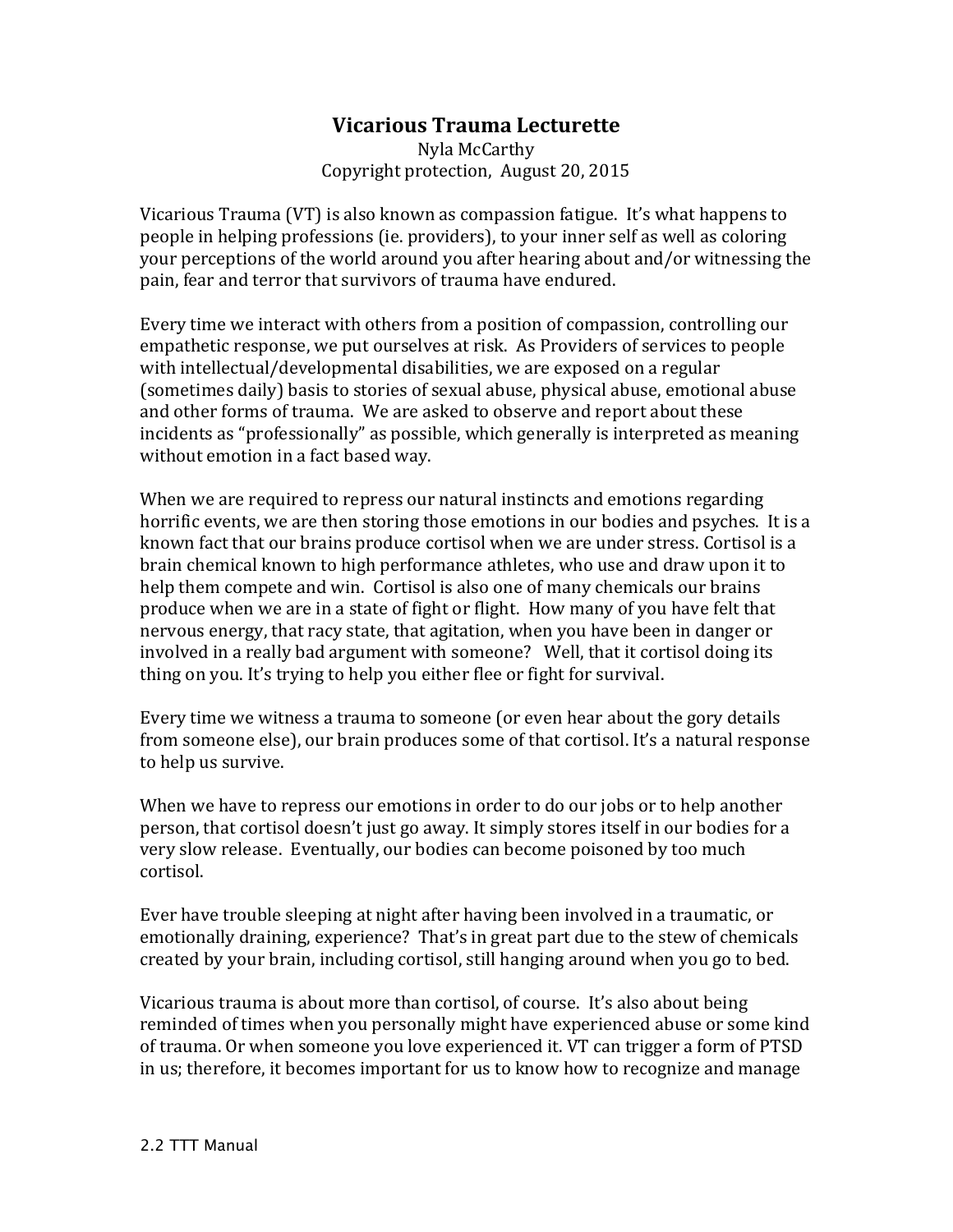# Vicarious Trauma Lecturette

Nyla McCarthy
Copyright protection, August 20, 2015

Vicarious Trauma (VT) is also known as compassion fatigue. It's what happens to people in helping professions (ie. providers), to your inner self as well as coloring your perceptions of the world around you after hearing about and/or witnessing the pain, fear and terror that survivors of trauma have endured.

Every time we interact with others from a position of compassion, controlling our empathetic response, we put ourselves at risk. As Providers of services to people with intellectual/developmental disabilities, we are exposed on a regular (sometimes daily) basis to stories of sexual abuse, physical abuse, emotional abuse and other forms of trauma. We are asked to observe and report about these incidents as "professionally" as possible, which generally is interpreted as meaning without emotion in a fact based way.

When we are required to repress our natural instincts and emotions regarding horrific events, we are then storing those emotions in our bodies and psyches. It is a known fact that our brains produce cortisol when we are under stress. Cortisol is a brain chemical known to high performance athletes, who use and draw upon it to help them compete and win. Cortisol is also one of many chemicals our brains produce when we are in a state of fight or flight. How many of you have felt that nervous energy, that racy state, that agitation, when you have been in danger or involved in a really bad argument with someone? Well, that it cortisol doing its thing on you. It's trying to help you either flee or fight for survival.

Every time we witness a trauma to someone (or even hear about the gory details from someone else), our brain produces some of that cortisol. It's a natural response to help us survive.

When we have to repress our emotions in order to do our jobs or to help another person, that cortisol doesn't just go away. It simply stores itself in our bodies for a very slow release. Eventually, our bodies can become poisoned by too much cortisol.

Ever have trouble sleeping at night after having been involved in a traumatic, or emotionally draining, experience? That's in great part due to the stew of chemicals created by your brain, including cortisol, still hanging around when you go to bed.

Vicarious trauma is about more than cortisol, of course. It's also about being reminded of times when you personally might have experienced abuse or some kind of trauma. Or when someone you love experienced it. VT can trigger a form of PTSD in us; therefore, it becomes important for us to know how to recognize and manage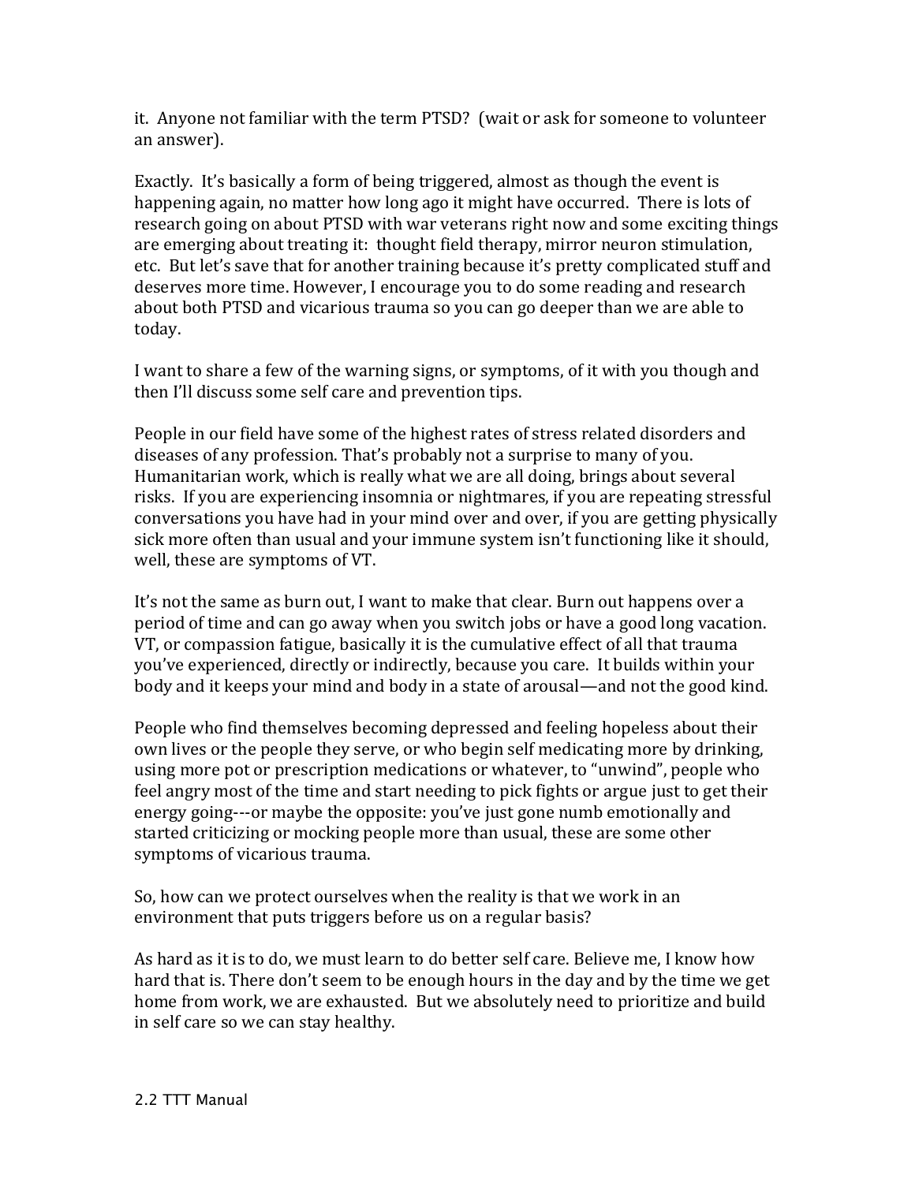it. Anyone not familiar with the term PTSD? (wait or ask for someone to volunteer an answer).

Exactly. It's basically a form of being triggered, almost as though the event is happening again, no matter how long ago it might have occurred. There is lots of research going on about PTSD with war veterans right now and some exciting things are emerging about treating it: thought field therapy, mirror neuron stimulation, etc. But let's save that for another training because it's pretty complicated stuff and deserves more time. However, I encourage you to do some reading and research about both PTSD and vicarious trauma so you can go deeper than we are able to today.

I want to share a few of the warning signs, or symptoms, of it with you though and then I'll discuss some self care and prevention tips.

People in our field have some of the highest rates of stress related disorders and diseases of any profession. That's probably not a surprise to many of you. Humanitarian work, which is really what we are all doing, brings about several risks. If you are experiencing insomnia or nightmares, if you are repeating stressful conversations you have had in your mind over and over, if you are getting physically sick more often than usual and your immune system isn't functioning like it should, well, these are symptoms of VT.

It's not the same as burn out, I want to make that clear. Burn out happens over a period of time and can go away when you switch jobs or have a good long vacation. VT, or compassion fatigue, basically it is the cumulative effect of all that trauma you've experienced, directly or indirectly, because you care. It builds within your body and it keeps your mind and body in a state of arousal—and not the good kind.

People who find themselves becoming depressed and feeling hopeless about their own lives or the people they serve, or who begin self medicating more by drinking, using more pot or prescription medications or whatever, to "unwind", people who feel angry most of the time and start needing to pick fights or argue just to get their energy going---or maybe the opposite: you've just gone numb emotionally and started criticizing or mocking people more than usual, these are some other symptoms of vicarious trauma.

So, how can we protect ourselves when the reality is that we work in an environment that puts triggers before us on a regular basis?

As hard as it is to do, we must learn to do better self care. Believe me, I know how hard that is. There don't seem to be enough hours in the day and by the time we get home from work, we are exhausted. But we absolutely need to prioritize and build in self care so we can stay healthy.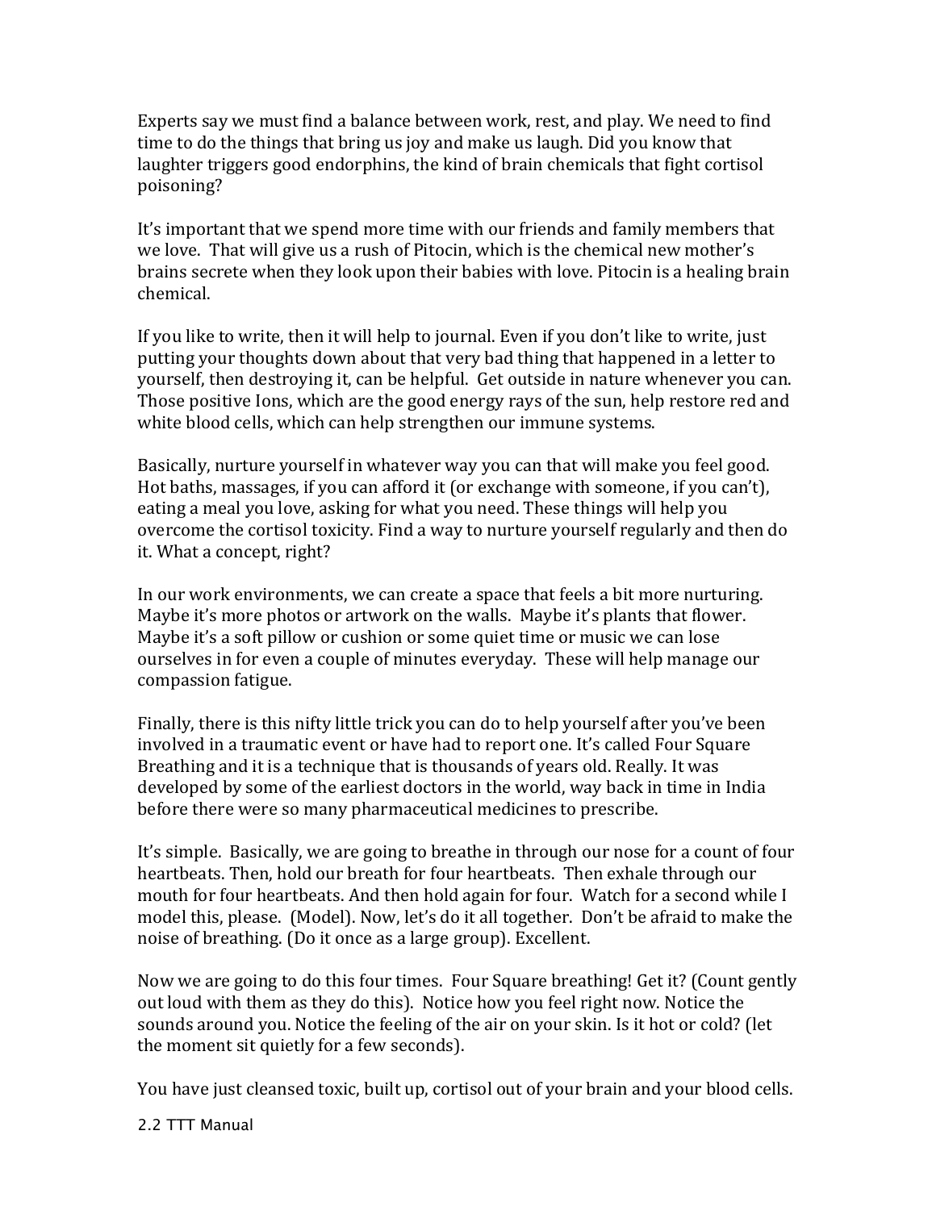Experts say we must find a balance between work, rest, and play. We need to find time to do the things that bring us joy and make us laugh. Did you know that laughter triggers good endorphins, the kind of brain chemicals that fight cortisol poisoning?

It's important that we spend more time with our friends and family members that we love. That will give us a rush of Pitocin, which is the chemical new mother's brains secrete when they look upon their babies with love. Pitocin is a healing brain chemical.

If you like to write, then it will help to journal. Even if you don't like to write, just putting your thoughts down about that very bad thing that happened in a letter to yourself, then destroying it, can be helpful. Get outside in nature whenever you can. Those positive Ions, which are the good energy rays of the sun, help restore red and white blood cells, which can help strengthen our immune systems.

Basically, nurture yourself in whatever way you can that will make you feel good. Hot baths, massages, if you can afford it (or exchange with someone, if you can't), eating a meal you love, asking for what you need. These things will help you overcome the cortisol toxicity. Find a way to nurture yourself regularly and then do it. What a concept, right?

In our work environments, we can create a space that feels a bit more nurturing. Maybe it's more photos or artwork on the walls. Maybe it's plants that flower. Maybe it's a soft pillow or cushion or some quiet time or music we can lose ourselves in for even a couple of minutes everyday. These will help manage our compassion fatigue.

Finally, there is this nifty little trick you can do to help yourself after you've been involved in a traumatic event or have had to report one. It's called Four Square Breathing and it is a technique that is thousands of years old. Really. It was developed by some of the earliest doctors in the world, way back in time in India before there were so many pharmaceutical medicines to prescribe.

It's simple. Basically, we are going to breathe in through our nose for a count of four heartbeats. Then, hold our breath for four heartbeats. Then exhale through our mouth for four heartbeats. And then hold again for four. Watch for a second while I model this, please. (Model). Now, let's do it all together. Don't be afraid to make the noise of breathing. (Do it once as a large group). Excellent.

Now we are going to do this four times. Four Square breathing! Get it? (Count gently out loud with them as they do this). Notice how you feel right now. Notice the sounds around you. Notice the feeling of the air on your skin. Is it hot or cold? (let the moment sit quietly for a few seconds).

You have just cleansed toxic, built up, cortisol out of your brain and your blood cells.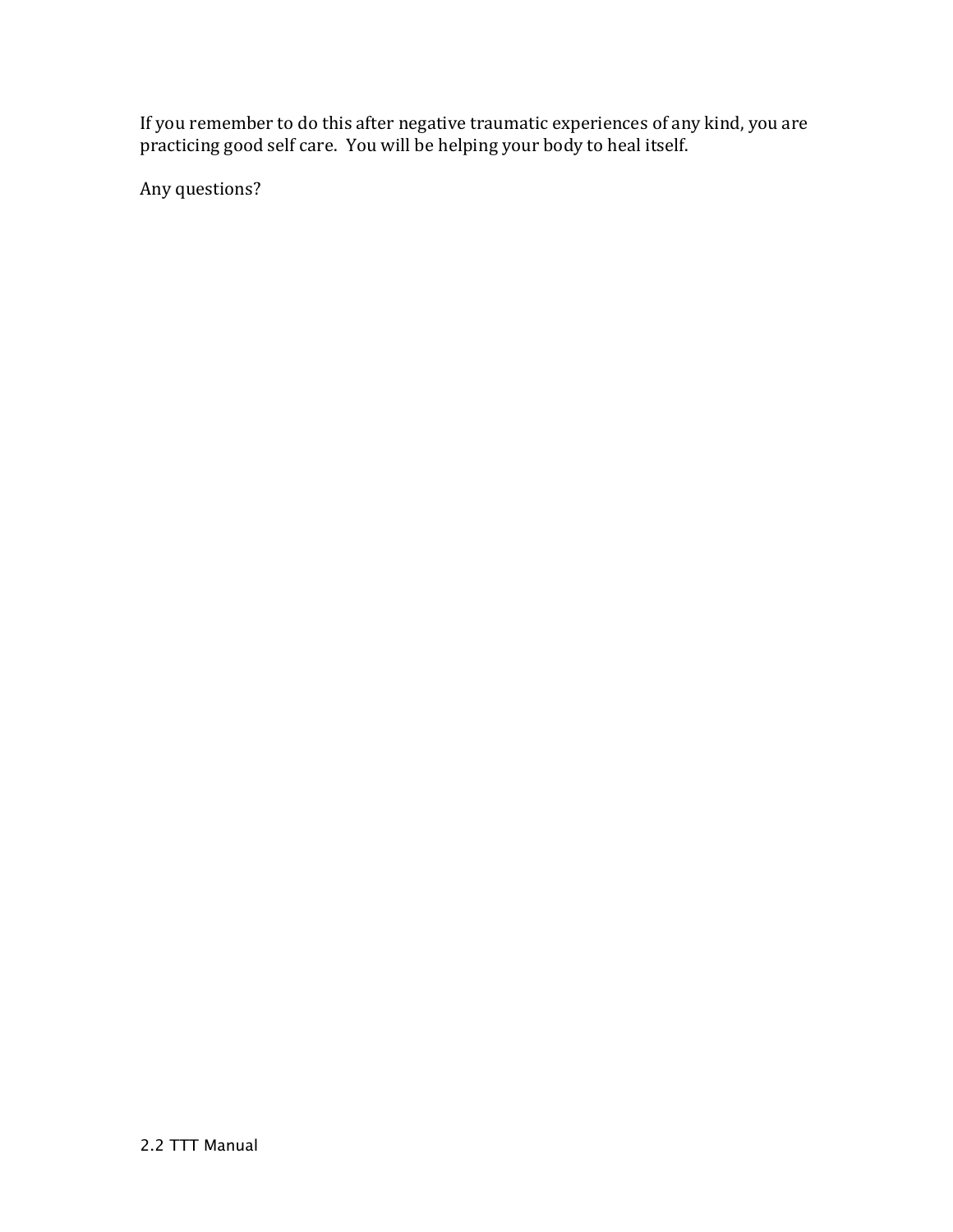If you remember to do this after negative traumatic experiences of any kind, you are practicing good self care. You will be helping your body to heal itself.

Any questions?